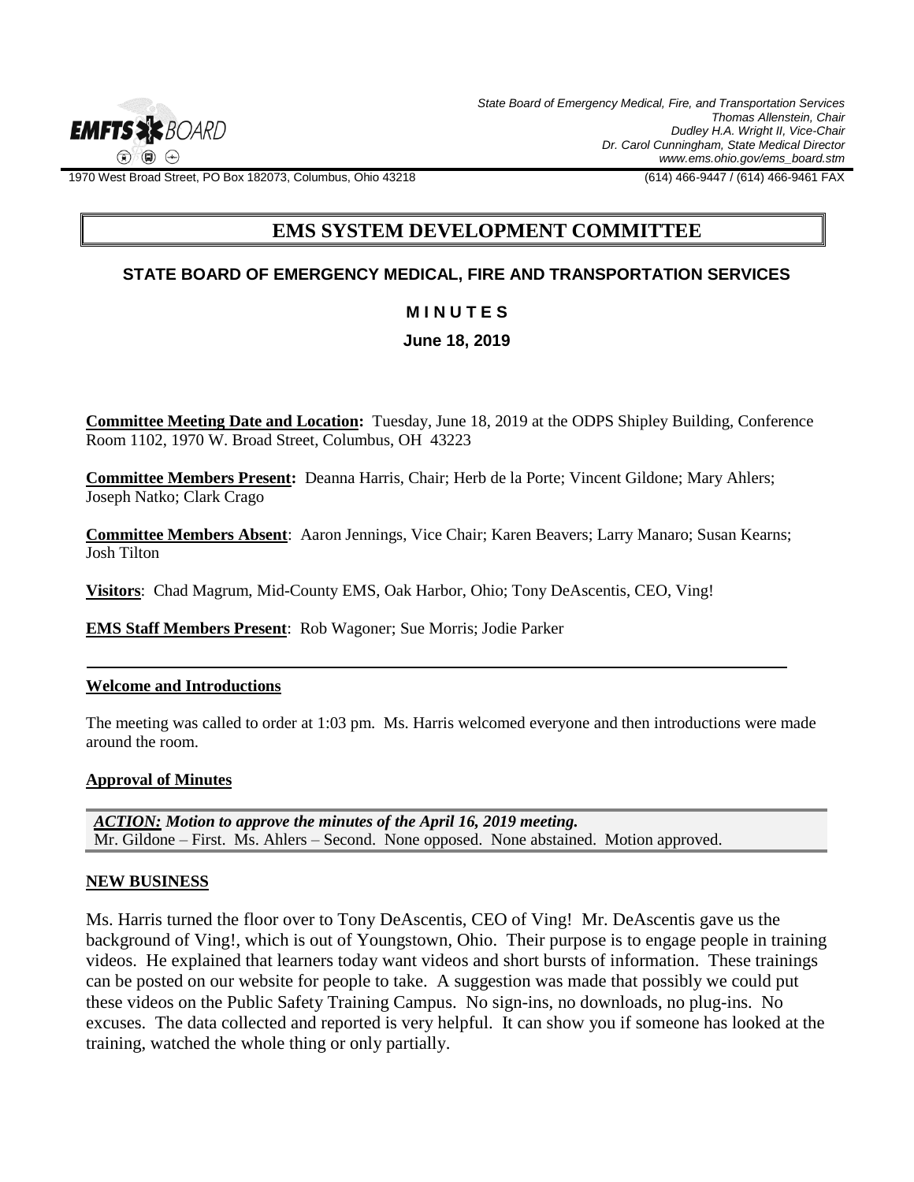State Board of Emergency Medical, Fire, and Transportation Services
Thomas Allenstein, Chair
Dudley H.A. Wright II, Vice-Chair
Dr. Carol Cunningham, State Medical Director
www.ems.ohio.gov/ems_board.stm

1970 West Broad Street, PO Box 182073, Columbus, Ohio 43218 (614) 466-9447 / (614) 466-9461 FAX

# EMS SYSTEM DEVELOPMENT COMMITTEE

## STATE BOARD OF EMERGENCY MEDICAL, FIRE AND TRANSPORTATION SERVICES

### M I N U T E S

### June 18, 2019

**Committee Meeting Date and Location:** Tuesday, June 18, 2019 at the ODPS Shipley Building, Conference Room 1102, 1970 W. Broad Street, Columbus, OH 43223

**Committee Members Present:** Deanna Harris, Chair; Herb de la Porte; Vincent Gildone; Mary Ahlers; Joseph Natko; Clark Crago

**Committee Members Absent**: Aaron Jennings, Vice Chair; Karen Beavers; Larry Manaro; Susan Kearns; Josh Tilton

**Visitors**: Chad Magrum, Mid-County EMS, Oak Harbor, Ohio; Tony DeAscentis, CEO, Ving!

**EMS Staff Members Present**: Rob Wagoner; Sue Morris; Jodie Parker

---

**Welcome and Introductions**

The meeting was called to order at 1:03 pm. Ms. Harris welcomed everyone and then introductions were made around the room.

**Approval of Minutes**

***ACTION:*** ***Motion to approve the minutes of the April 16, 2019 meeting.***
Mr. Gildone – First. Ms. Ahlers – Second. None opposed. None abstained. Motion approved.

**NEW BUSINESS**

Ms. Harris turned the floor over to Tony DeAscentis, CEO of Ving! Mr. DeAscentis gave us the background of Ving!, which is out of Youngstown, Ohio. Their purpose is to engage people in training videos. He explained that learners today want videos and short bursts of information. These trainings can be posted on our website for people to take. A suggestion was made that possibly we could put these videos on the Public Safety Training Campus. No sign-ins, no downloads, no plug-ins. No excuses. The data collected and reported is very helpful. It can show you if someone has looked at the training, watched the whole thing or only partially.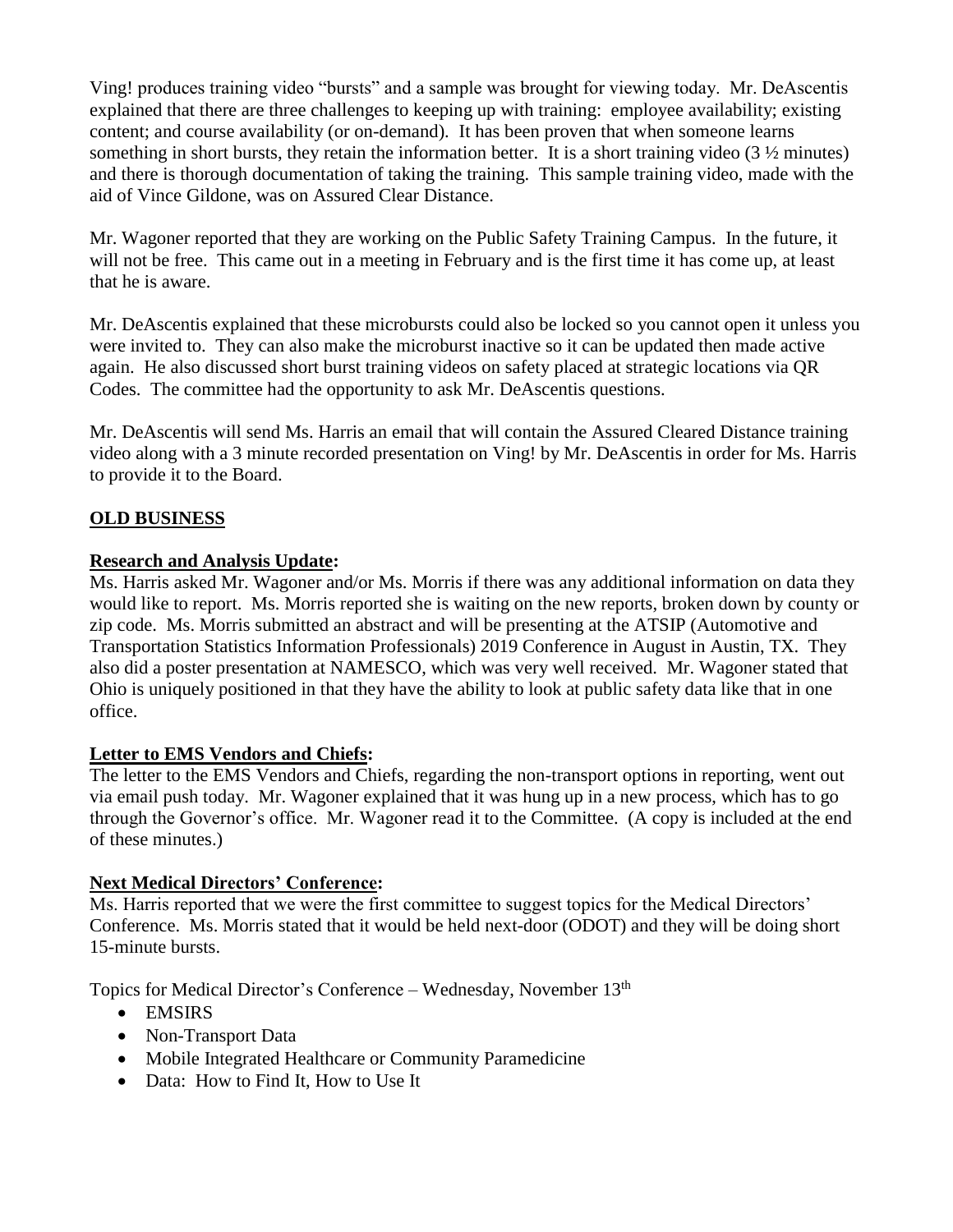Ving! produces training video "bursts" and a sample was brought for viewing today. Mr. DeAscentis explained that there are three challenges to keeping up with training: employee availability; existing content; and course availability (or on-demand). It has been proven that when someone learns something in short bursts, they retain the information better. It is a short training video (3 ½ minutes) and there is thorough documentation of taking the training. This sample training video, made with the aid of Vince Gildone, was on Assured Clear Distance.

Mr. Wagoner reported that they are working on the Public Safety Training Campus. In the future, it will not be free. This came out in a meeting in February and is the first time it has come up, at least that he is aware.

Mr. DeAscentis explained that these microbursts could also be locked so you cannot open it unless you were invited to. They can also make the microburst inactive so it can be updated then made active again. He also discussed short burst training videos on safety placed at strategic locations via QR Codes. The committee had the opportunity to ask Mr. DeAscentis questions.

Mr. DeAscentis will send Ms. Harris an email that will contain the Assured Cleared Distance training video along with a 3 minute recorded presentation on Ving! by Mr. DeAscentis in order for Ms. Harris to provide it to the Board.

## OLD BUSINESS

**Research and Analysis Update:**
Ms. Harris asked Mr. Wagoner and/or Ms. Morris if there was any additional information on data they would like to report. Ms. Morris reported she is waiting on the new reports, broken down by county or zip code. Ms. Morris submitted an abstract and will be presenting at the ATSIP (Automotive and Transportation Statistics Information Professionals) 2019 Conference in August in Austin, TX. They also did a poster presentation at NAMESCO, which was very well received. Mr. Wagoner stated that Ohio is uniquely positioned in that they have the ability to look at public safety data like that in one office.

**Letter to EMS Vendors and Chiefs:**
The letter to the EMS Vendors and Chiefs, regarding the non-transport options in reporting, went out via email push today. Mr. Wagoner explained that it was hung up in a new process, which has to go through the Governor's office. Mr. Wagoner read it to the Committee. (A copy is included at the end of these minutes.)

**Next Medical Directors' Conference:**
Ms. Harris reported that we were the first committee to suggest topics for the Medical Directors' Conference. Ms. Morris stated that it would be held next-door (ODOT) and they will be doing short 15-minute bursts.

Topics for Medical Director's Conference – Wednesday, November 13th

- EMSIRS
- Non-Transport Data
- Mobile Integrated Healthcare or Community Paramedicine
- Data: How to Find It, How to Use It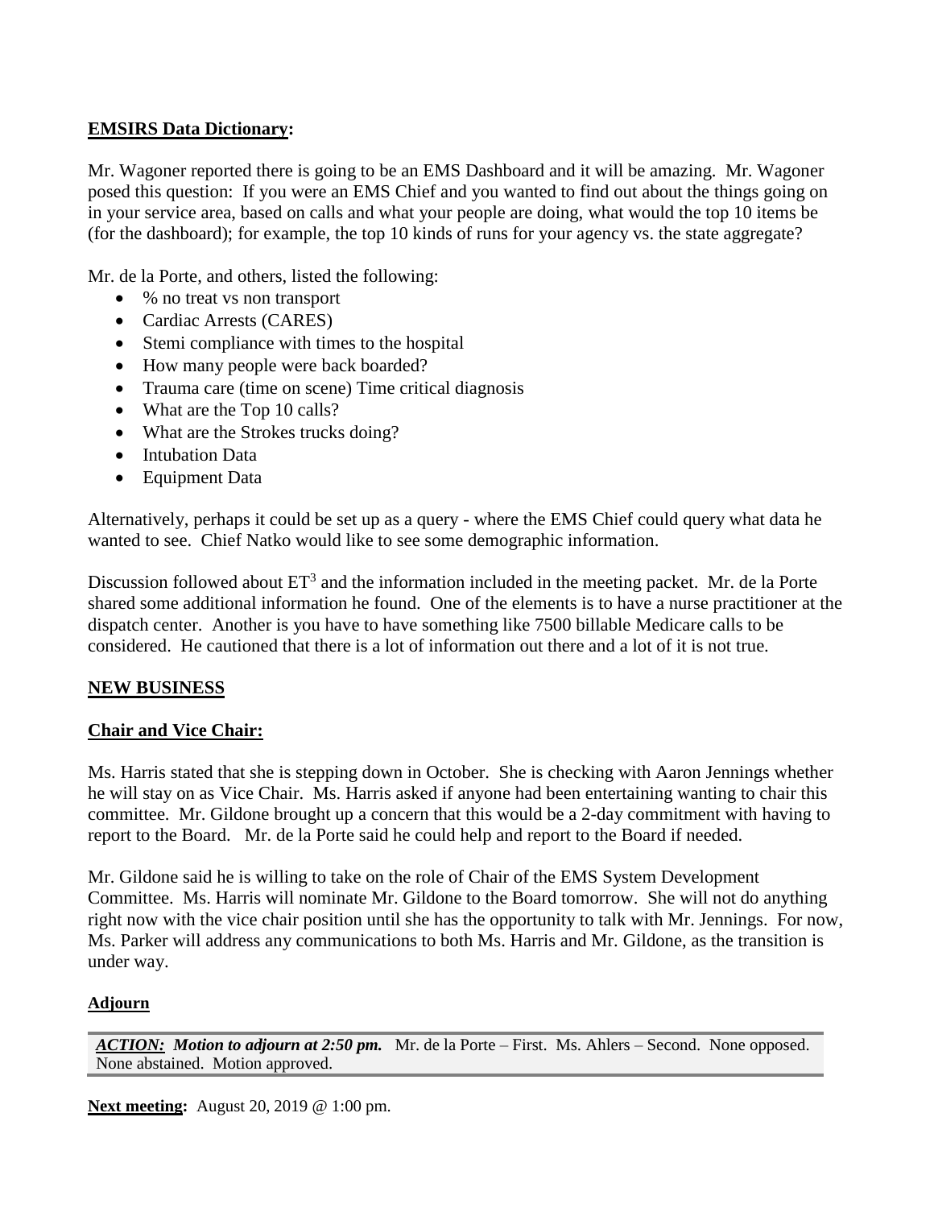**EMSIRS Data Dictionary:**

Mr. Wagoner reported there is going to be an EMS Dashboard and it will be amazing. Mr. Wagoner posed this question: If you were an EMS Chief and you wanted to find out about the things going on in your service area, based on calls and what your people are doing, what would the top 10 items be (for the dashboard); for example, the top 10 kinds of runs for your agency vs. the state aggregate?

Mr. de la Porte, and others, listed the following:

- % no treat vs non transport
- Cardiac Arrests (CARES)
- Stemi compliance with times to the hospital
- How many people were back boarded?
- Trauma care (time on scene) Time critical diagnosis
- What are the Top 10 calls?
- What are the Strokes trucks doing?
- Intubation Data
- Equipment Data

Alternatively, perhaps it could be set up as a query - where the EMS Chief could query what data he wanted to see. Chief Natko would like to see some demographic information.

Discussion followed about $ET^3$ and the information included in the meeting packet. Mr. de la Porte shared some additional information he found. One of the elements is to have a nurse practitioner at the dispatch center. Another is you have to have something like 7500 billable Medicare calls to be considered. He cautioned that there is a lot of information out there and a lot of it is not true.

**NEW BUSINESS**

**Chair and Vice Chair:**

Ms. Harris stated that she is stepping down in October. She is checking with Aaron Jennings whether he will stay on as Vice Chair. Ms. Harris asked if anyone had been entertaining wanting to chair this committee. Mr. Gildone brought up a concern that this would be a 2-day commitment with having to report to the Board. Mr. de la Porte said he could help and report to the Board if needed.

Mr. Gildone said he is willing to take on the role of Chair of the EMS System Development Committee. Ms. Harris will nominate Mr. Gildone to the Board tomorrow. She will not do anything right now with the vice chair position until she has the opportunity to talk with Mr. Jennings. For now, Ms. Parker will address any communications to both Ms. Harris and Mr. Gildone, as the transition is under way.

**Adjourn**

***ACTION:* *Motion to adjourn at 2:50 pm.*** Mr. de la Porte – First. Ms. Ahlers – Second. None opposed. None abstained. Motion approved.

**Next meeting:** August 20, 2019 @ 1:00 pm.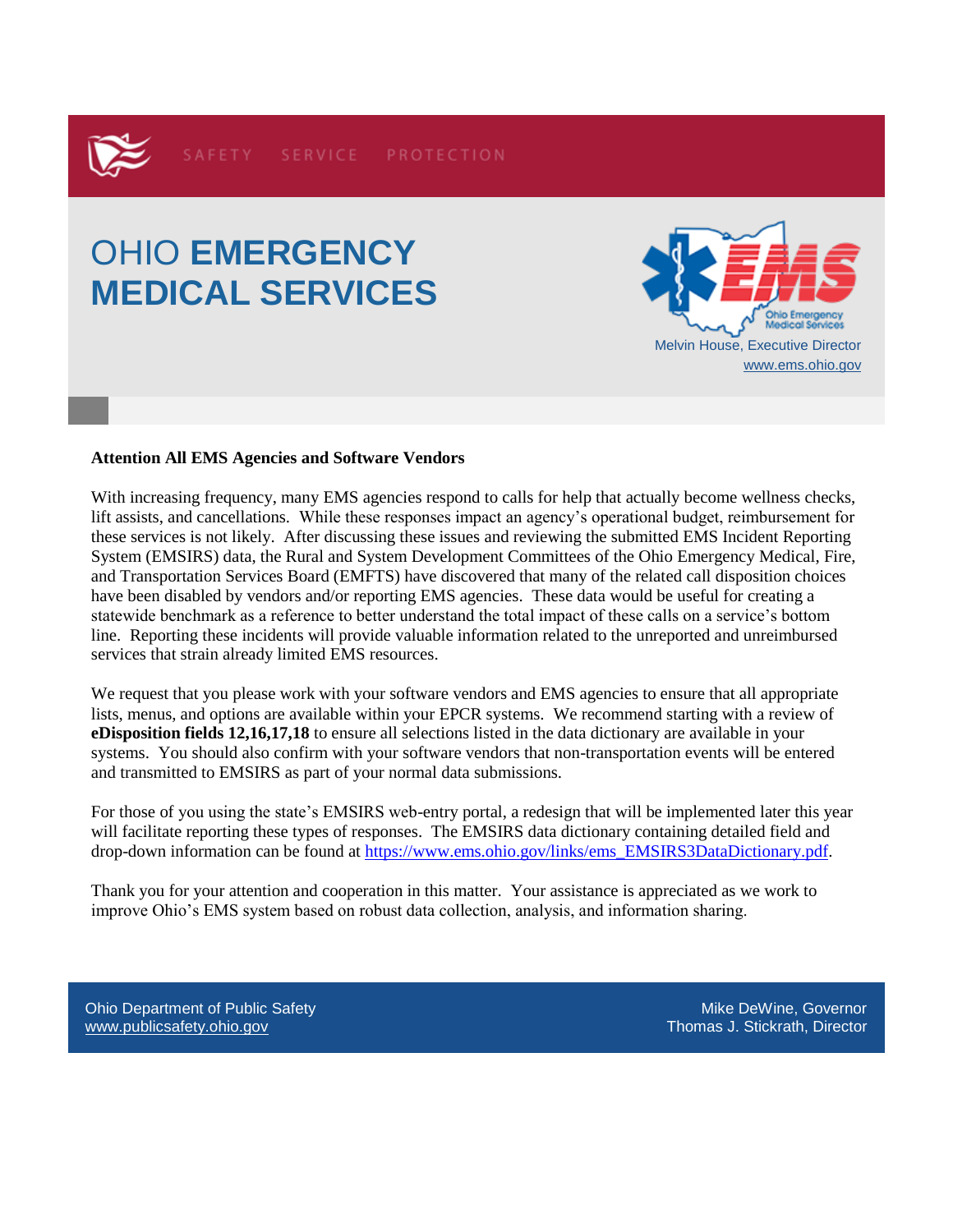SAFETY SERVICE PROTECTION

# OHIO **EMERGENCY MEDICAL SERVICES**

Melvin House, Executive Director
www.ems.ohio.gov

**Attention All EMS Agencies and Software Vendors**

With increasing frequency, many EMS agencies respond to calls for help that actually become wellness checks, lift assists, and cancellations. While these responses impact an agency's operational budget, reimbursement for these services is not likely. After discussing these issues and reviewing the submitted EMS Incident Reporting System (EMSIRS) data, the Rural and System Development Committees of the Ohio Emergency Medical, Fire, and Transportation Services Board (EMFTS) have discovered that many of the related call disposition choices have been disabled by vendors and/or reporting EMS agencies. These data would be useful for creating a statewide benchmark as a reference to better understand the total impact of these calls on a service's bottom line. Reporting these incidents will provide valuable information related to the unreported and unreimbursed services that strain already limited EMS resources.

We request that you please work with your software vendors and EMS agencies to ensure that all appropriate lists, menus, and options are available within your EPCR systems. We recommend starting with a review of **eDisposition fields 12,16,17,18** to ensure all selections listed in the data dictionary are available in your systems. You should also confirm with your software vendors that non-transportation events will be entered and transmitted to EMSIRS as part of your normal data submissions.

For those of you using the state's EMSIRS web-entry portal, a redesign that will be implemented later this year will facilitate reporting these types of responses. The EMSIRS data dictionary containing detailed field and drop-down information can be found at https://www.ems.ohio.gov/links/ems_EMSIRS3DataDictionary.pdf.

Thank you for your attention and cooperation in this matter. Your assistance is appreciated as we work to improve Ohio's EMS system based on robust data collection, analysis, and information sharing.

Ohio Department of Public Safety
www.publicsafety.ohio.gov

Mike DeWine, Governor
Thomas J. Stickrath, Director